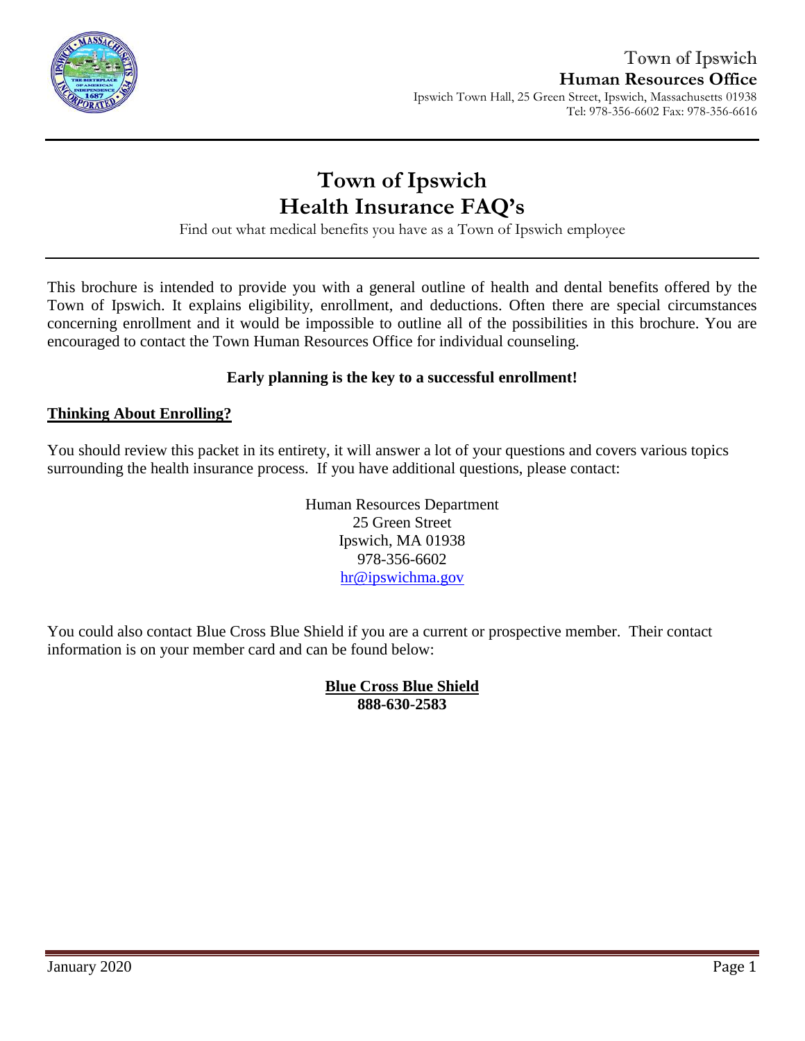Town of Ipswich
**Human Resources Office**
Ipswich Town Hall, 25 Green Street, Ipswich, Massachusetts 01938
Tel: 978-356-6602 Fax: 978-356-6616

# Town of Ipswich
# Health Insurance FAQ's

Find out what medical benefits you have as a Town of Ipswich employee

This brochure is intended to provide you with a general outline of health and dental benefits offered by the Town of Ipswich. It explains eligibility, enrollment, and deductions. Often there are special circumstances concerning enrollment and it would be impossible to outline all of the possibilities in this brochure. You are encouraged to contact the Town Human Resources Office for individual counseling.

**Early planning is the key to a successful enrollment!**

## Thinking About Enrolling?

You should review this packet in its entirety, it will answer a lot of your questions and covers various topics surrounding the health insurance process. If you have additional questions, please contact:

Human Resources Department
25 Green Street
Ipswich, MA 01938
978-356-6602
hr@ipswichma.gov

You could also contact Blue Cross Blue Shield if you are a current or prospective member. Their contact information is on your member card and can be found below:

**Blue Cross Blue Shield**
**888-630-2583**

January 2020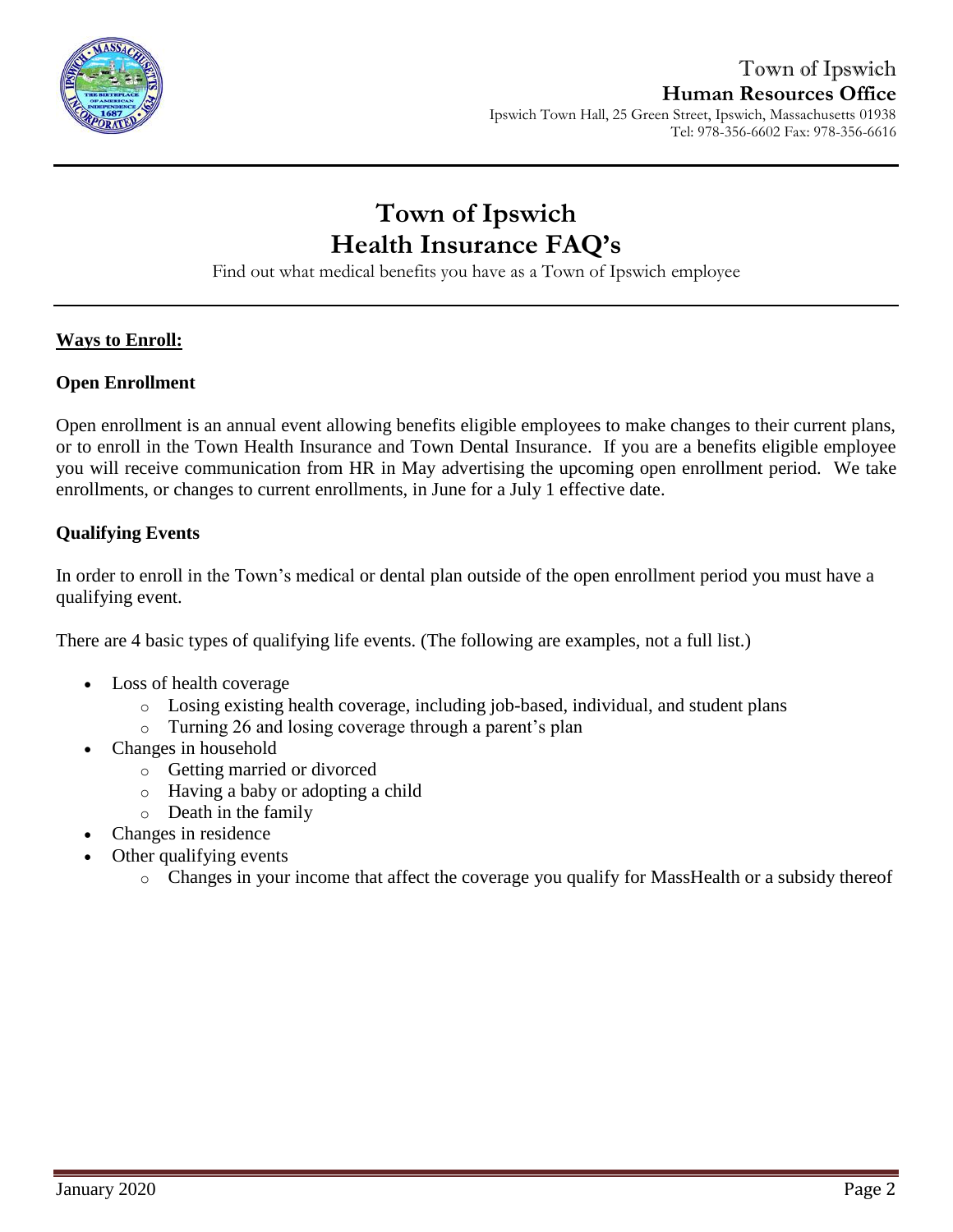Town of Ipswich
**Human Resources Office**
Ipswich Town Hall, 25 Green Street, Ipswich, Massachusetts 01938
Tel: 978-356-6602 Fax: 978-356-6616

# Town of Ipswich
# Health Insurance FAQ's

Find out what medical benefits you have as a Town of Ipswich employee

## Ways to Enroll:

### Open Enrollment

Open enrollment is an annual event allowing benefits eligible employees to make changes to their current plans, or to enroll in the Town Health Insurance and Town Dental Insurance. If you are a benefits eligible employee you will receive communication from HR in May advertising the upcoming open enrollment period. We take enrollments, or changes to current enrollments, in June for a July 1 effective date.

### Qualifying Events

In order to enroll in the Town's medical or dental plan outside of the open enrollment period you must have a qualifying event.

There are 4 basic types of qualifying life events. (The following are examples, not a full list.)

- Loss of health coverage
  - Losing existing health coverage, including job-based, individual, and student plans
  - Turning 26 and losing coverage through a parent's plan
- Changes in household
  - Getting married or divorced
  - Having a baby or adopting a child
  - Death in the family
- Changes in residence
- Other qualifying events
  - Changes in your income that affect the coverage you qualify for MassHealth or a subsidy thereof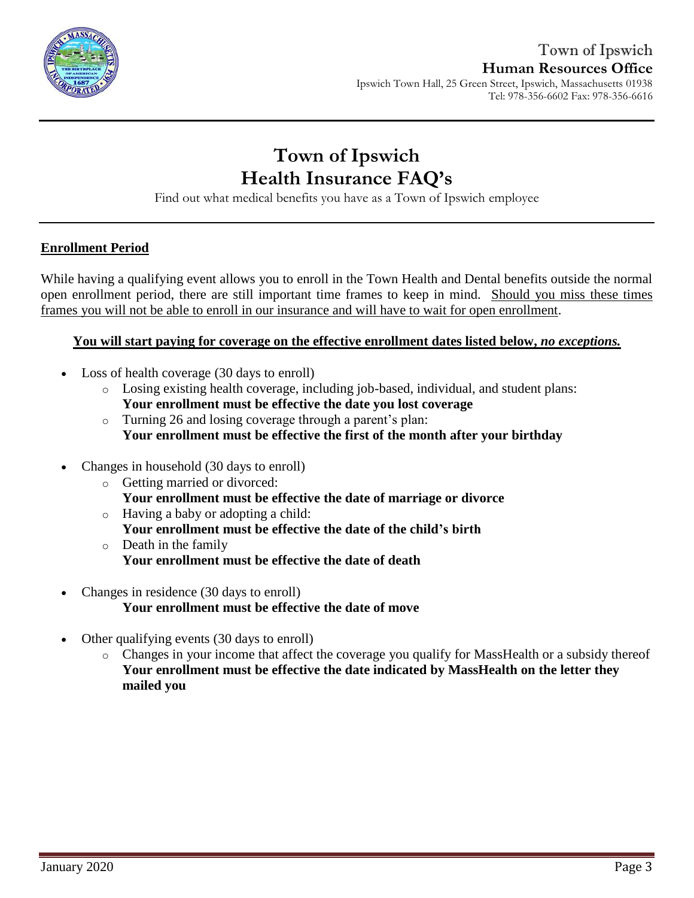Town of Ipswich
**Human Resources Office**
Ipswich Town Hall, 25 Green Street, Ipswich, Massachusetts 01938
Tel: 978-356-6602 Fax: 978-356-6616

# Town of Ipswich
# Health Insurance FAQ's

Find out what medical benefits you have as a Town of Ipswich employee

## Enrollment Period

While having a qualifying event allows you to enroll in the Town Health and Dental benefits outside the normal open enrollment period, there are still important time frames to keep in mind. Should you miss these times frames you will not be able to enroll in our insurance and will have to wait for open enrollment.

**You will start paying for coverage on the effective enrollment dates listed below, *no exceptions.***

- Loss of health coverage (30 days to enroll)
  - Losing existing health coverage, including job-based, individual, and student plans: **Your enrollment must be effective the date you lost coverage**
  - Turning 26 and losing coverage through a parent's plan: **Your enrollment must be effective the first of the month after your birthday**
- Changes in household (30 days to enroll)
  - Getting married or divorced: **Your enrollment must be effective the date of marriage or divorce**
  - Having a baby or adopting a child: **Your enrollment must be effective the date of the child's birth**
  - Death in the family **Your enrollment must be effective the date of death**
- Changes in residence (30 days to enroll)
  **Your enrollment must be effective the date of move**
- Other qualifying events (30 days to enroll)
  - Changes in your income that affect the coverage you qualify for MassHealth or a subsidy thereof **Your enrollment must be effective the date indicated by MassHealth on the letter they mailed you**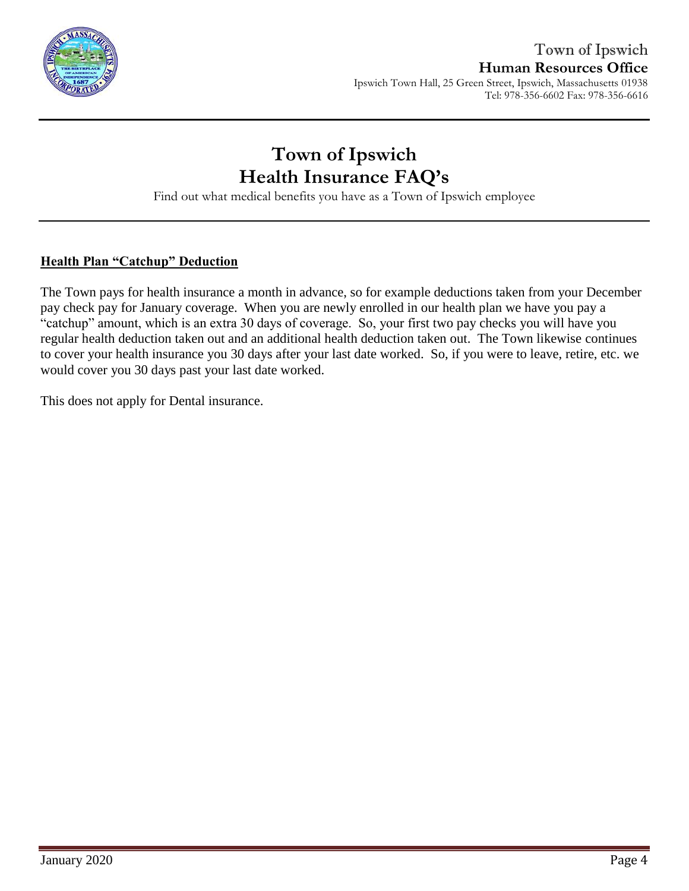# Town of Ipswich
# Health Insurance FAQ's

Find out what medical benefits you have as a Town of Ipswich employee

## Health Plan "Catchup" Deduction

The Town pays for health insurance a month in advance, so for example deductions taken from your December pay check pay for January coverage. When you are newly enrolled in our health plan we have you pay a "catchup" amount, which is an extra 30 days of coverage. So, your first two pay checks you will have you regular health deduction taken out and an additional health deduction taken out. The Town likewise continues to cover your health insurance you 30 days after your last date worked. So, if you were to leave, retire, etc. we would cover you 30 days past your last date worked.

This does not apply for Dental insurance.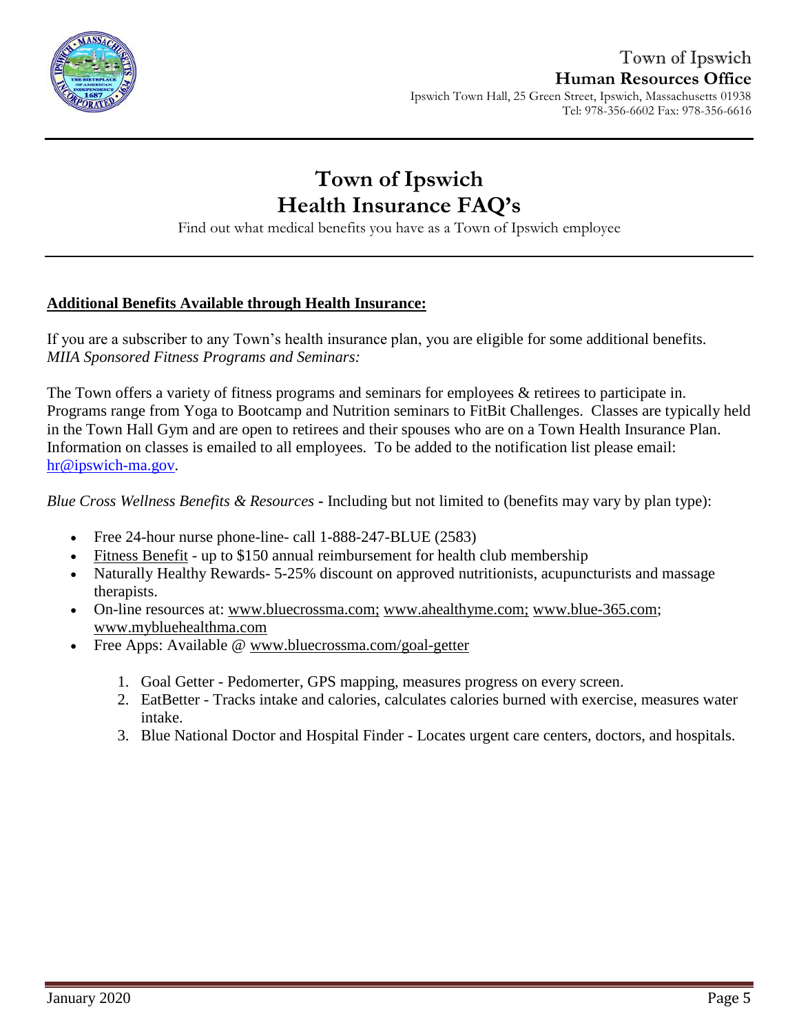# Town of Ipswich
# Health Insurance FAQ's

Find out what medical benefits you have as a Town of Ipswich employee

**Additional Benefits Available through Health Insurance:**

If you are a subscriber to any Town's health insurance plan, you are eligible for some additional benefits.
*MIIA Sponsored Fitness Programs and Seminars:*

The Town offers a variety of fitness programs and seminars for employees & retirees to participate in. Programs range from Yoga to Bootcamp and Nutrition seminars to FitBit Challenges. Classes are typically held in the Town Hall Gym and are open to retirees and their spouses who are on a Town Health Insurance Plan. Information on classes is emailed to all employees. To be added to the notification list please email: hr@ipswich-ma.gov.

*Blue Cross Wellness Benefits & Resources* - Including but not limited to (benefits may vary by plan type):

- Free 24-hour nurse phone-line- call 1-888-247-BLUE (2583)
- Fitness Benefit - up to $150 annual reimbursement for health club membership
- Naturally Healthy Rewards- 5-25% discount on approved nutritionists, acupuncturists and massage therapists.
- On-line resources at: www.bluecrossma.com; www.ahealthyme.com; www.blue-365.com; www.mybluehealthma.com
- Free Apps: Available @ www.bluecrossma.com/goal-getter
  1. Goal Getter - Pedomerter, GPS mapping, measures progress on every screen.
  2. EatBetter - Tracks intake and calories, calculates calories burned with exercise, measures water intake.
  3. Blue National Doctor and Hospital Finder - Locates urgent care centers, doctors, and hospitals.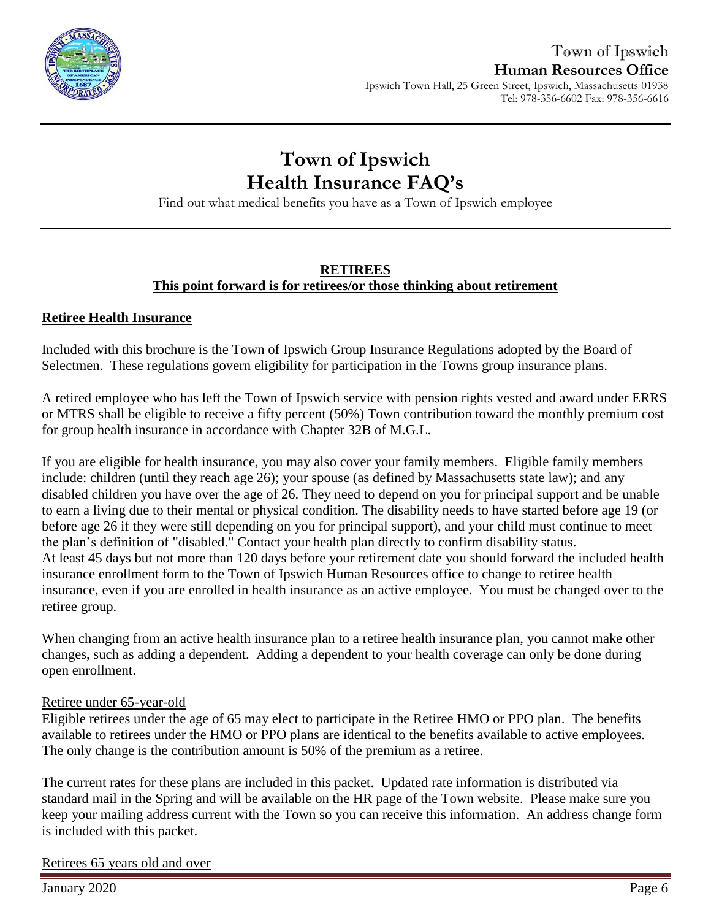# Town of Ipswich Health Insurance FAQ's

Find out what medical benefits you have as a Town of Ipswich employee

## RETIREES

**This point forward is for retirees/or those thinking about retirement**

### Retiree Health Insurance

Included with this brochure is the Town of Ipswich Group Insurance Regulations adopted by the Board of Selectmen. These regulations govern eligibility for participation in the Towns group insurance plans.

A retired employee who has left the Town of Ipswich service with pension rights vested and award under ERRS or MTRS shall be eligible to receive a fifty percent (50%) Town contribution toward the monthly premium cost for group health insurance in accordance with Chapter 32B of M.G.L.

If you are eligible for health insurance, you may also cover your family members. Eligible family members include: children (until they reach age 26); your spouse (as defined by Massachusetts state law); and any disabled children you have over the age of 26. They need to depend on you for principal support and be unable to earn a living due to their mental or physical condition. The disability needs to have started before age 19 (or before age 26 if they were still depending on you for principal support), and your child must continue to meet the plan's definition of "disabled." Contact your health plan directly to confirm disability status.
At least 45 days but not more than 120 days before your retirement date you should forward the included health insurance enrollment form to the Town of Ipswich Human Resources office to change to retiree health insurance, even if you are enrolled in health insurance as an active employee. You must be changed over to the retiree group.

When changing from an active health insurance plan to a retiree health insurance plan, you cannot make other changes, such as adding a dependent. Adding a dependent to your health coverage can only be done during open enrollment.

#### Retiree under 65-year-old

Eligible retirees under the age of 65 may elect to participate in the Retiree HMO or PPO plan. The benefits available to retirees under the HMO or PPO plans are identical to the benefits available to active employees. The only change is the contribution amount is 50% of the premium as a retiree.

The current rates for these plans are included in this packet. Updated rate information is distributed via standard mail in the Spring and will be available on the HR page of the Town website. Please make sure you keep your mailing address current with the Town so you can receive this information. An address change form is included with this packet.

#### Retirees 65 years old and over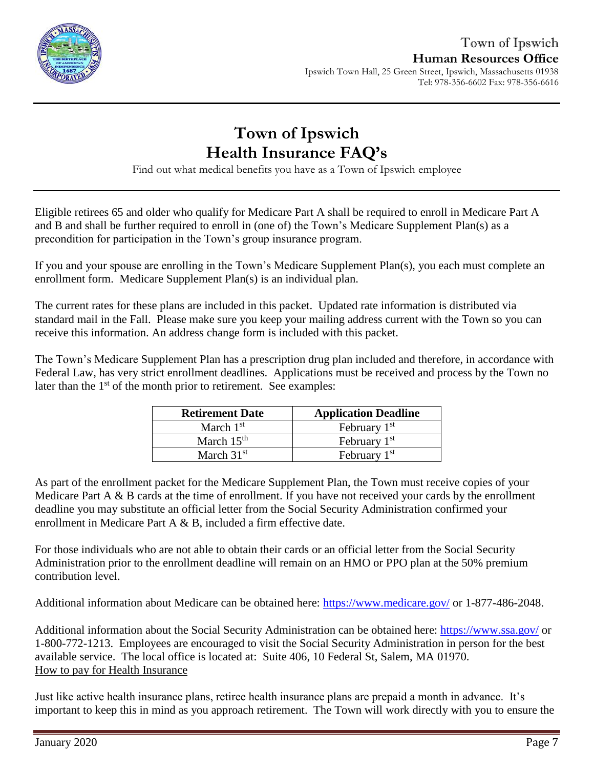# Town of Ipswich Health Insurance FAQ's

Find out what medical benefits you have as a Town of Ipswich employee

Eligible retirees 65 and older who qualify for Medicare Part A shall be required to enroll in Medicare Part A and B and shall be further required to enroll in (one of) the Town's Medicare Supplement Plan(s) as a precondition for participation in the Town's group insurance program.

If you and your spouse are enrolling in the Town's Medicare Supplement Plan(s), you each must complete an enrollment form. Medicare Supplement Plan(s) is an individual plan.

The current rates for these plans are included in this packet. Updated rate information is distributed via standard mail in the Fall. Please make sure you keep your mailing address current with the Town so you can receive this information. An address change form is included with this packet.

The Town's Medicare Supplement Plan has a prescription drug plan included and therefore, in accordance with Federal Law, has very strict enrollment deadlines. Applications must be received and process by the Town no later than the 1st of the month prior to retirement. See examples:

| Retirement Date | Application Deadline |
|---|---|
| March 1st | February 1st |
| March 15th | February 1st |
| March 31st | February 1st |

As part of the enrollment packet for the Medicare Supplement Plan, the Town must receive copies of your Medicare Part A & B cards at the time of enrollment. If you have not received your cards by the enrollment deadline you may substitute an official letter from the Social Security Administration confirmed your enrollment in Medicare Part A & B, included a firm effective date.

For those individuals who are not able to obtain their cards or an official letter from the Social Security Administration prior to the enrollment deadline will remain on an HMO or PPO plan at the 50% premium contribution level.

Additional information about Medicare can be obtained here: https://www.medicare.gov/ or 1-877-486-2048.

Additional information about the Social Security Administration can be obtained here: https://www.ssa.gov/ or 1-800-772-1213. Employees are encouraged to visit the Social Security Administration in person for the best available service. The local office is located at: Suite 406, 10 Federal St, Salem, MA 01970.

How to pay for Health Insurance

Just like active health insurance plans, retiree health insurance plans are prepaid a month in advance. It's important to keep this in mind as you approach retirement. The Town will work directly with you to ensure the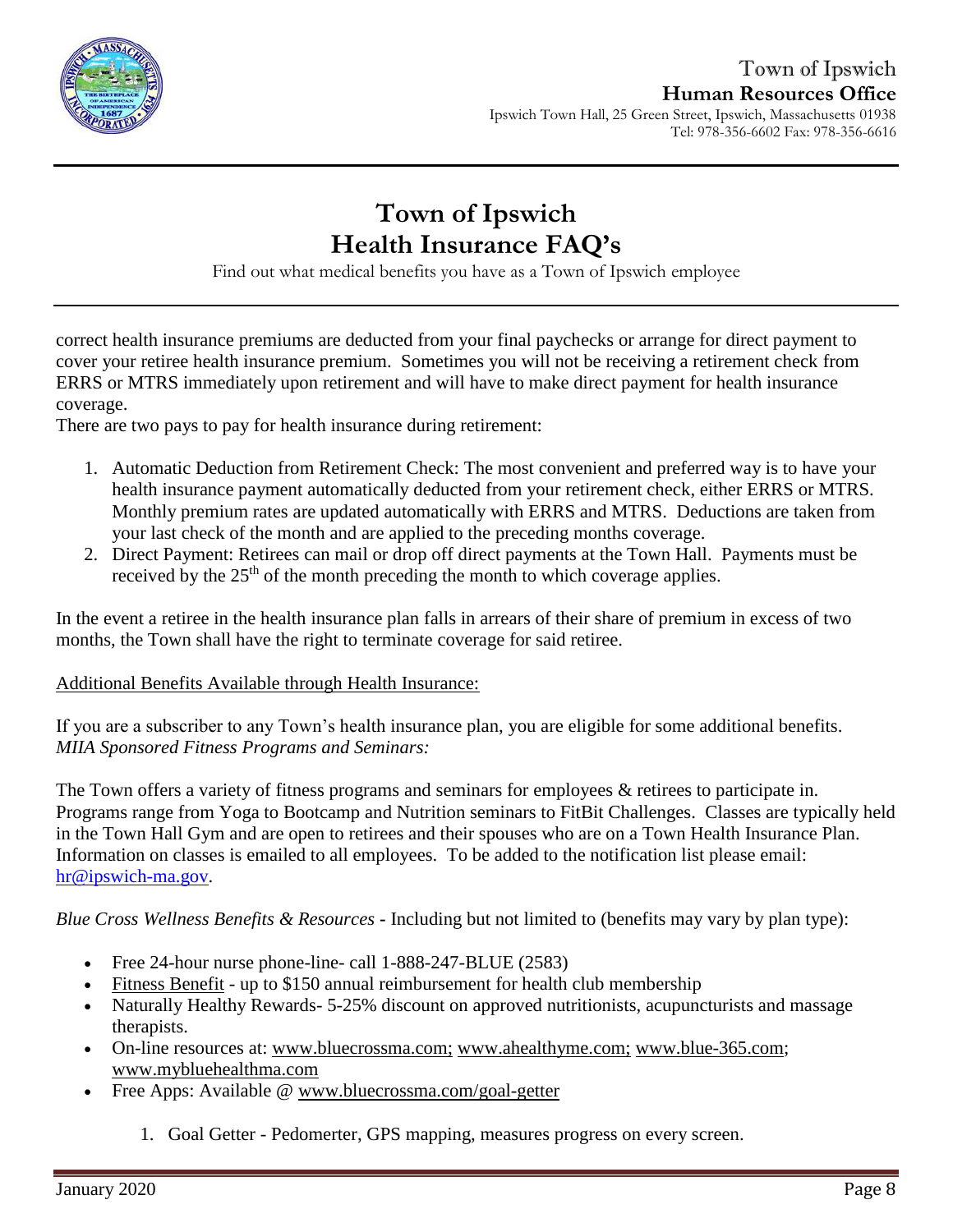correct health insurance premiums are deducted from your final paychecks or arrange for direct payment to cover your retiree health insurance premium. Sometimes you will not be receiving a retirement check from ERRS or MTRS immediately upon retirement and will have to make direct payment for health insurance coverage.

There are two pays to pay for health insurance during retirement:

1. Automatic Deduction from Retirement Check: The most convenient and preferred way is to have your health insurance payment automatically deducted from your retirement check, either ERRS or MTRS. Monthly premium rates are updated automatically with ERRS and MTRS. Deductions are taken from your last check of the month and are applied to the preceding months coverage.
2. Direct Payment: Retirees can mail or drop off direct payments at the Town Hall. Payments must be received by the 25th of the month preceding the month to which coverage applies.

In the event a retiree in the health insurance plan falls in arrears of their share of premium in excess of two months, the Town shall have the right to terminate coverage for said retiree.

Additional Benefits Available through Health Insurance:

If you are a subscriber to any Town's health insurance plan, you are eligible for some additional benefits.
*MIIA Sponsored Fitness Programs and Seminars:*

The Town offers a variety of fitness programs and seminars for employees & retirees to participate in. Programs range from Yoga to Bootcamp and Nutrition seminars to FitBit Challenges. Classes are typically held in the Town Hall Gym and are open to retirees and their spouses who are on a Town Health Insurance Plan. Information on classes is emailed to all employees. To be added to the notification list please email: hr@ipswich-ma.gov.

*Blue Cross Wellness Benefits & Resources* - Including but not limited to (benefits may vary by plan type):

- Free 24-hour nurse phone-line- call 1-888-247-BLUE (2583)
- Fitness Benefit - up to $150 annual reimbursement for health club membership
- Naturally Healthy Rewards- 5-25% discount on approved nutritionists, acupuncturists and massage therapists.
- On-line resources at: www.bluecrossma.com; www.ahealthyme.com; www.blue-365.com; www.mybluehealthma.com
- Free Apps: Available @ www.bluecrossma.com/goal-getter

  1. Goal Getter - Pedomerter, GPS mapping, measures progress on every screen.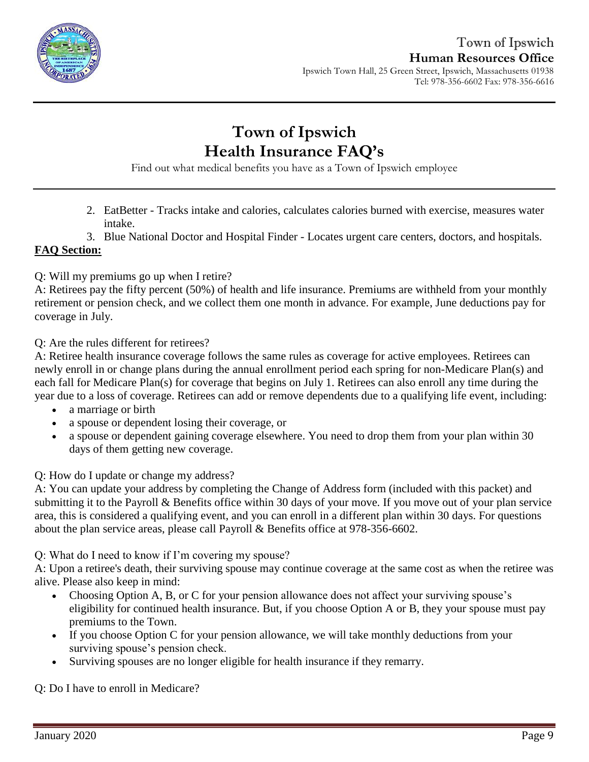2. EatBetter - Tracks intake and calories, calculates calories burned with exercise, measures water intake.
3. Blue National Doctor and Hospital Finder - Locates urgent care centers, doctors, and hospitals.

**FAQ Section:**

Q: Will my premiums go up when I retire?

A: Retirees pay the fifty percent (50%) of health and life insurance. Premiums are withheld from your monthly retirement or pension check, and we collect them one month in advance. For example, June deductions pay for coverage in July.

Q: Are the rules different for retirees?

A: Retiree health insurance coverage follows the same rules as coverage for active employees. Retirees can newly enroll in or change plans during the annual enrollment period each spring for non-Medicare Plan(s) and each fall for Medicare Plan(s) for coverage that begins on July 1. Retirees can also enroll any time during the year due to a loss of coverage. Retirees can add or remove dependents due to a qualifying life event, including:

- a marriage or birth
- a spouse or dependent losing their coverage, or
- a spouse or dependent gaining coverage elsewhere. You need to drop them from your plan within 30 days of them getting new coverage.

Q: How do I update or change my address?

A: You can update your address by completing the Change of Address form (included with this packet) and submitting it to the Payroll & Benefits office within 30 days of your move. If you move out of your plan service area, this is considered a qualifying event, and you can enroll in a different plan within 30 days. For questions about the plan service areas, please call Payroll & Benefits office at 978-356-6602.

Q: What do I need to know if I'm covering my spouse?

A: Upon a retiree's death, their surviving spouse may continue coverage at the same cost as when the retiree was alive. Please also keep in mind:

- Choosing Option A, B, or C for your pension allowance does not affect your surviving spouse's eligibility for continued health insurance. But, if you choose Option A or B, they your spouse must pay premiums to the Town.
- If you choose Option C for your pension allowance, we will take monthly deductions from your surviving spouse's pension check.
- Surviving spouses are no longer eligible for health insurance if they remarry.

Q: Do I have to enroll in Medicare?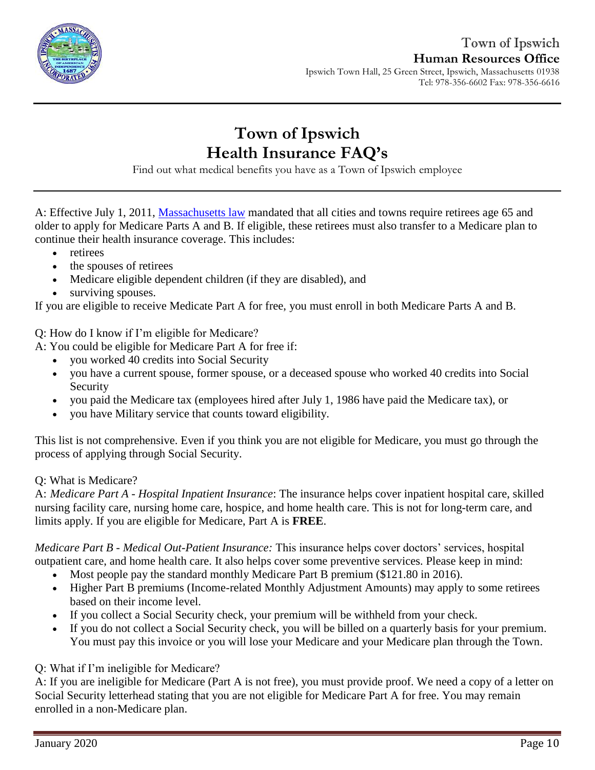# Town of Ipswich Health Insurance FAQ's

Find out what medical benefits you have as a Town of Ipswich employee

A: Effective July 1, 2011, Massachusetts law mandated that all cities and towns require retirees age 65 and older to apply for Medicare Parts A and B. If eligible, these retirees must also transfer to a Medicare plan to continue their health insurance coverage. This includes:

- retirees
- the spouses of retirees
- Medicare eligible dependent children (if they are disabled), and
- surviving spouses.

If you are eligible to receive Medicate Part A for free, you must enroll in both Medicare Parts A and B.

Q: How do I know if I'm eligible for Medicare?

A: You could be eligible for Medicare Part A for free if:

- you worked 40 credits into Social Security
- you have a current spouse, former spouse, or a deceased spouse who worked 40 credits into Social Security
- you paid the Medicare tax (employees hired after July 1, 1986 have paid the Medicare tax), or
- you have Military service that counts toward eligibility.

This list is not comprehensive. Even if you think you are not eligible for Medicare, you must go through the process of applying through Social Security.

Q: What is Medicare?

A: *Medicare Part A - Hospital Inpatient Insurance*: The insurance helps cover inpatient hospital care, skilled nursing facility care, nursing home care, hospice, and home health care. This is not for long-term care, and limits apply. If you are eligible for Medicare, Part A is **FREE**.

*Medicare Part B - Medical Out-Patient Insurance:* This insurance helps cover doctors' services, hospital outpatient care, and home health care. It also helps cover some preventive services. Please keep in mind:

- Most people pay the standard monthly Medicare Part B premium ($121.80 in 2016).
- Higher Part B premiums (Income-related Monthly Adjustment Amounts) may apply to some retirees based on their income level.
- If you collect a Social Security check, your premium will be withheld from your check.
- If you do not collect a Social Security check, you will be billed on a quarterly basis for your premium. You must pay this invoice or you will lose your Medicare and your Medicare plan through the Town.

Q: What if I'm ineligible for Medicare?

A: If you are ineligible for Medicare (Part A is not free), you must provide proof. We need a copy of a letter on Social Security letterhead stating that you are not eligible for Medicare Part A for free. You may remain enrolled in a non-Medicare plan.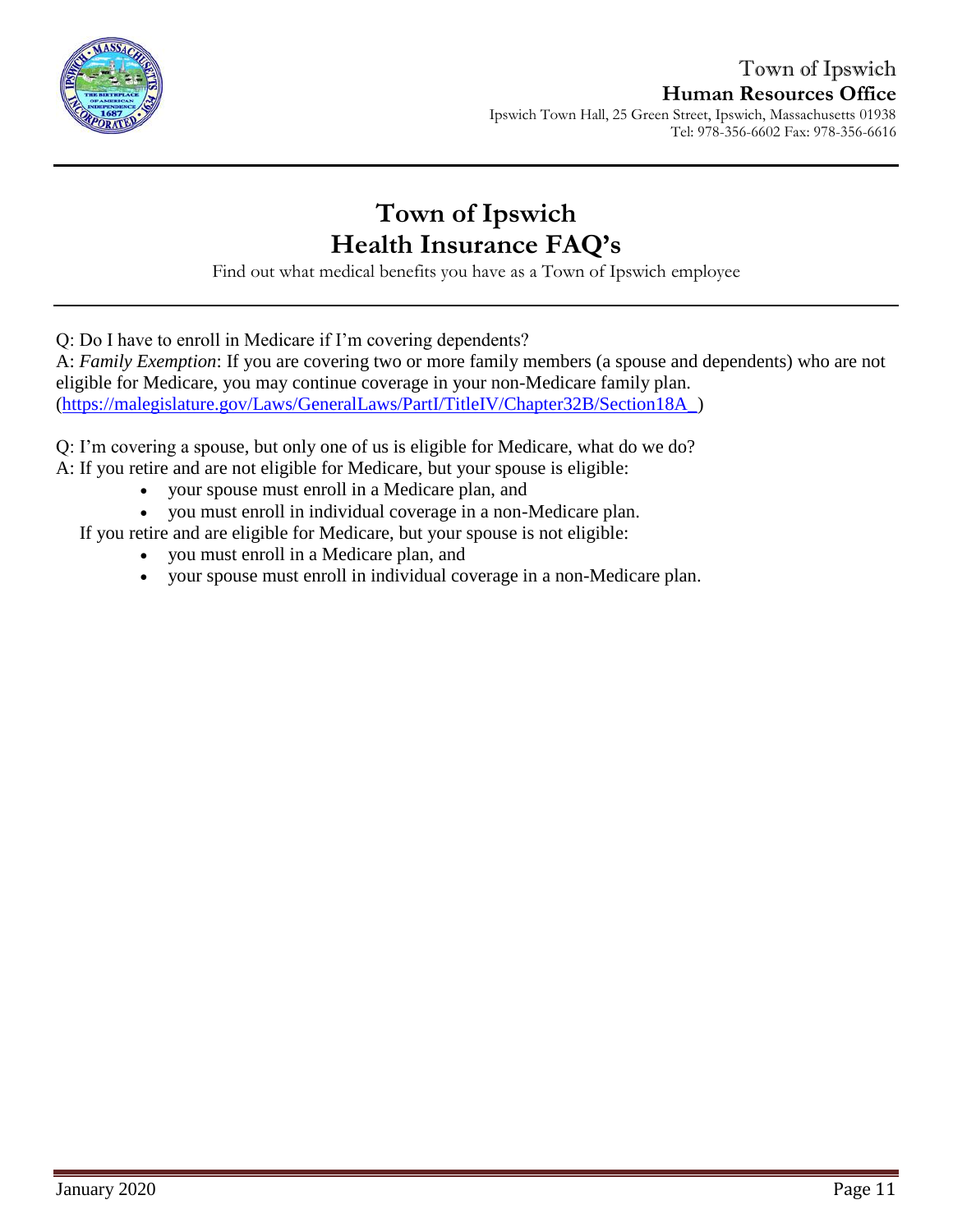# Town of Ipswich
# Health Insurance FAQ's

Find out what medical benefits you have as a Town of Ipswich employee

Q: Do I have to enroll in Medicare if I'm covering dependents?
A: *Family Exemption*: If you are covering two or more family members (a spouse and dependents) who are not eligible for Medicare, you may continue coverage in your non-Medicare family plan. (https://malegislature.gov/Laws/GeneralLaws/PartI/TitleIV/Chapter32B/Section18A_)

Q: I'm covering a spouse, but only one of us is eligible for Medicare, what do we do?
A: If you retire and are not eligible for Medicare, but your spouse is eligible:

- your spouse must enroll in a Medicare plan, and
- you must enroll in individual coverage in a non-Medicare plan.

If you retire and are eligible for Medicare, but your spouse is not eligible:

- you must enroll in a Medicare plan, and
- your spouse must enroll in individual coverage in a non-Medicare plan.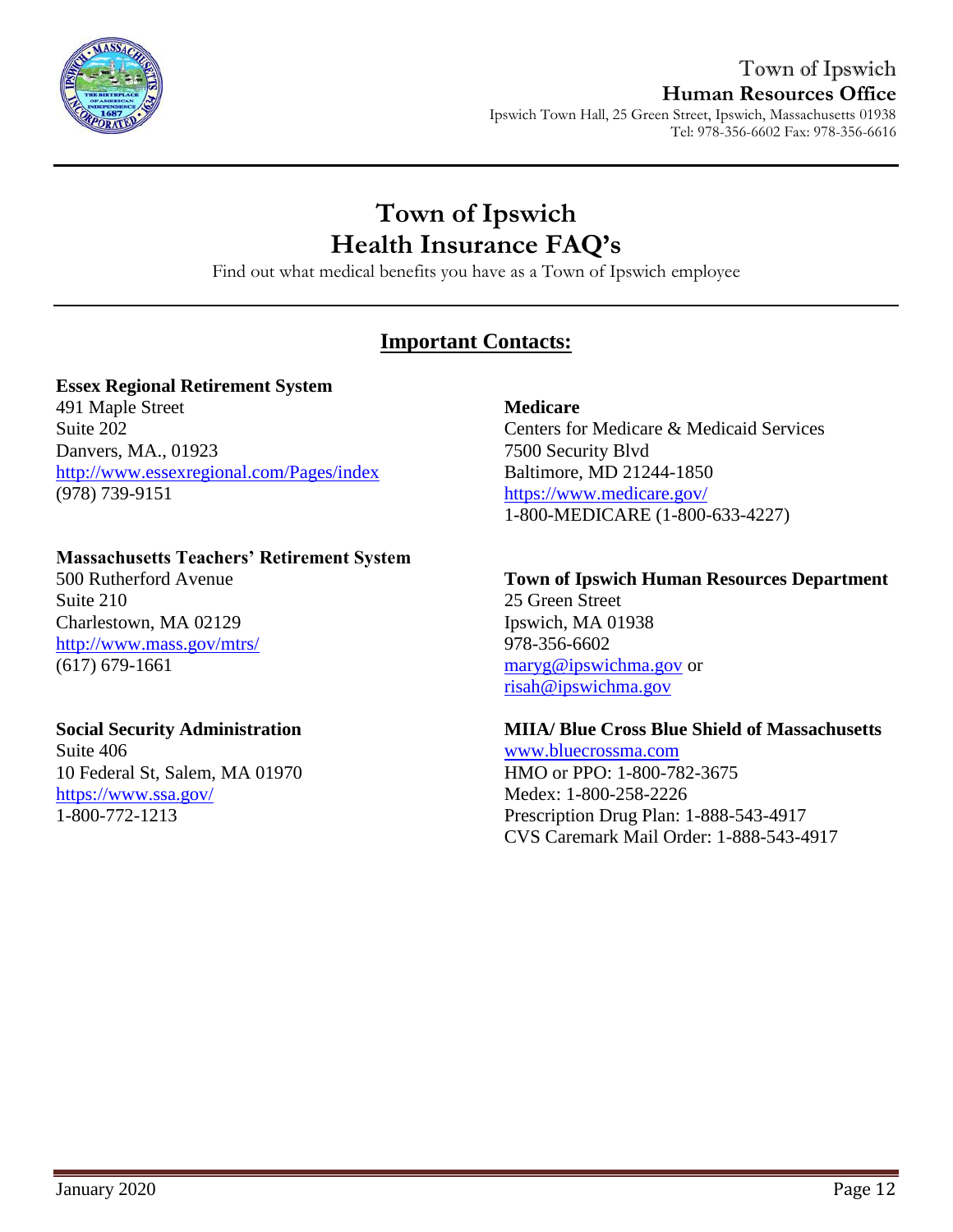# Town of Ipswich Health Insurance FAQ's

Find out what medical benefits you have as a Town of Ipswich employee

## Important Contacts:

**Essex Regional Retirement System**
491 Maple Street
Suite 202
Danvers, MA., 01923
http://www.essexregional.com/Pages/index
(978) 739-9151

**Massachusetts Teachers' Retirement System**
500 Rutherford Avenue
Suite 210
Charlestown, MA 02129
http://www.mass.gov/mtrs/
(617) 679-1661

**Social Security Administration**
Suite 406
10 Federal St, Salem, MA 01970
https://www.ssa.gov/
1-800-772-1213

**Medicare**
Centers for Medicare & Medicaid Services
7500 Security Blvd
Baltimore, MD 21244-1850
https://www.medicare.gov/
1-800-MEDICARE (1-800-633-4227)

**Town of Ipswich Human Resources Department**
25 Green Street
Ipswich, MA 01938
978-356-6602
maryg@ipswichma.gov or
risah@ipswichma.gov

**MIIA/ Blue Cross Blue Shield of Massachusetts**
www.bluecrossma.com
HMO or PPO: 1-800-782-3675
Medex: 1-800-258-2226
Prescription Drug Plan: 1-888-543-4917
CVS Caremark Mail Order: 1-888-543-4917